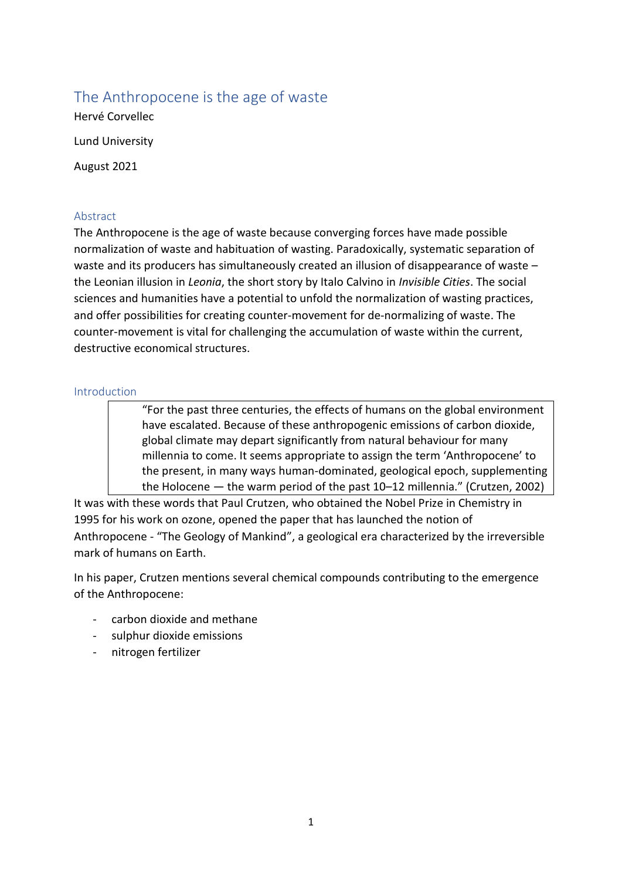# The Anthropocene is the age of waste

Hervé Corvellec

Lund University

August 2021

## Abstract

The Anthropocene is the age of waste because converging forces have made possible normalization of waste and habituation of wasting. Paradoxically, systematic separation of waste and its producers has simultaneously created an illusion of disappearance of waste – the Leonian illusion in *Leonia*, the short story by Italo Calvino in *Invisible Cities*. The social sciences and humanities have a potential to unfold the normalization of wasting practices, and offer possibilities for creating counter-movement for de-normalizing of waste. The counter-movement is vital for challenging the accumulation of waste within the current, destructive economical structures.

## Introduction

> "For the past three centuries, the effects of humans on the global environment have escalated. Because of these anthropogenic emissions of carbon dioxide, global climate may depart significantly from natural behaviour for many millennia to come. It seems appropriate to assign the term 'Anthropocene' to the present, in many ways human-dominated, geological epoch, supplementing the Holocene — the warm period of the past 10–12 millennia." (Crutzen, 2002)

It was with these words that Paul Crutzen, who obtained the Nobel Prize in Chemistry in 1995 for his work on ozone, opened the paper that has launched the notion of Anthropocene - "The Geology of Mankind", a geological era characterized by the irreversible mark of humans on Earth.

In his paper, Crutzen mentions several chemical compounds contributing to the emergence of the Anthropocene:

- carbon dioxide and methane
- sulphur dioxide emissions
- nitrogen fertilizer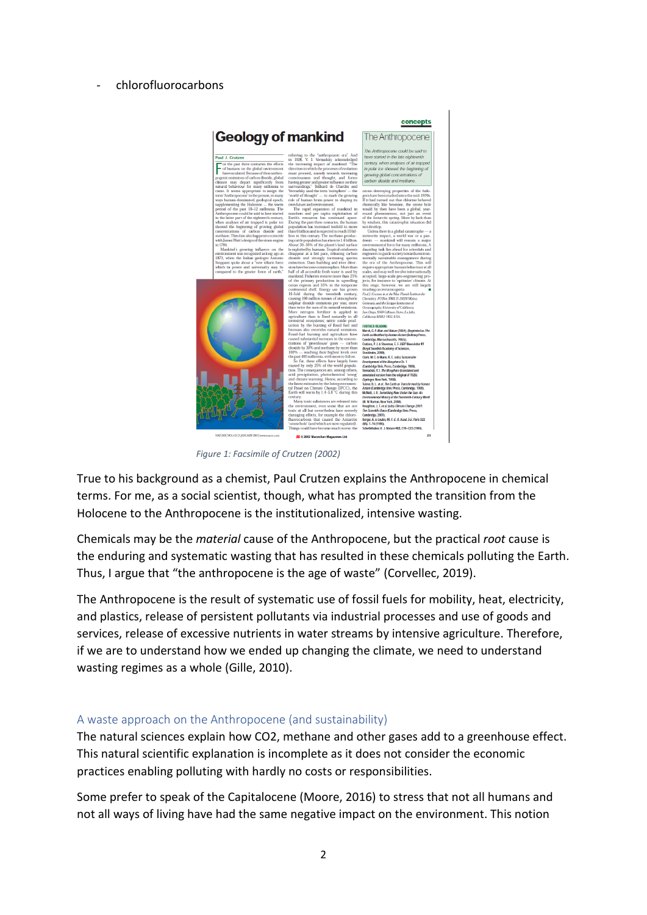- chlorofluorocarbons

*Figure 1: Facsimile of Crutzen (2002)*

True to his background as a chemist, Paul Crutzen explains the Anthropocene in chemical terms. For me, as a social scientist, though, what has prompted the transition from the Holocene to the Anthropocene is the institutionalized, intensive wasting.

Chemicals may be the *material* cause of the Anthropocene, but the practical *root* cause is the enduring and systematic wasting that has resulted in these chemicals polluting the Earth. Thus, I argue that "the anthropocene is the age of waste" (Corvellec, 2019).

The Anthropocene is the result of systematic use of fossil fuels for mobility, heat, electricity, and plastics, release of persistent pollutants via industrial processes and use of goods and services, release of excessive nutrients in water streams by intensive agriculture. Therefore, if we are to understand how we ended up changing the climate, we need to understand wasting regimes as a whole (Gille, 2010).

## A waste approach on the Anthropocene (and sustainability)

The natural sciences explain how CO2, methane and other gases add to a greenhouse effect. This natural scientific explanation is incomplete as it does not consider the economic practices enabling polluting with hardly no costs or responsibilities.

Some prefer to speak of the Capitalocene (Moore, 2016) to stress that not all humans and not all ways of living have had the same negative impact on the environment. This notion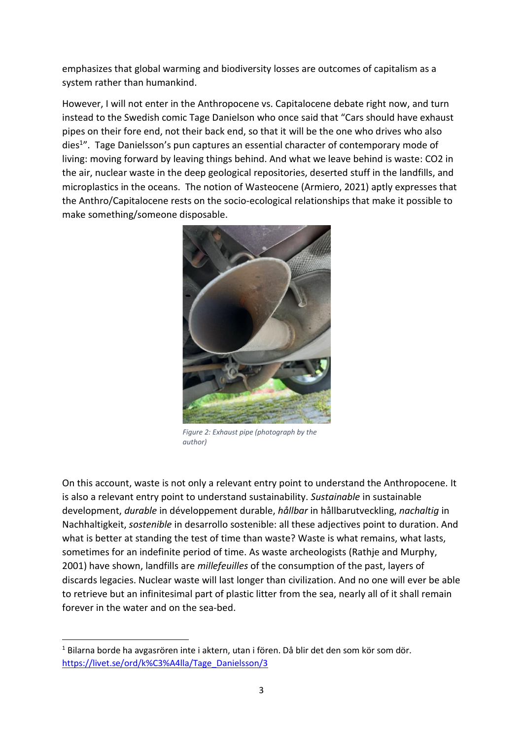emphasizes that global warming and biodiversity losses are outcomes of capitalism as a system rather than humankind.

However, I will not enter in the Anthropocene vs. Capitalocene debate right now, and turn instead to the Swedish comic Tage Danielson who once said that "Cars should have exhaust pipes on their fore end, not their back end, so that it will be the one who drives who also dies[1]". Tage Danielsson's pun captures an essential character of contemporary mode of living: moving forward by leaving things behind. And what we leave behind is waste: CO2 in the air, nuclear waste in the deep geological repositories, deserted stuff in the landfills, and microplastics in the oceans. The notion of Wasteocene (Armiero, 2021) aptly expresses that the Anthro/Capitalocene rests on the socio-ecological relationships that make it possible to make something/someone disposable.

*Figure 2: Exhaust pipe (photograph by the author)*

On this account, waste is not only a relevant entry point to understand the Anthropocene. It is also a relevant entry point to understand sustainability. *Sustainable* in sustainable development, *durable* in développement durable, *hållbar* in hållbarutveckling, *nachaltig* in Nachhaltigkeit, *sostenible* in desarrollo sostenible: all these adjectives point to duration. And what is better at standing the test of time than waste? Waste is what remains, what lasts, sometimes for an indefinite period of time. As waste archeologists (Rathje and Murphy, 2001) have shown, landfills are *millefeuilles* of the consumption of the past, layers of discards legacies. Nuclear waste will last longer than civilization. And no one will ever be able to retrieve but an infinitesimal part of plastic litter from the sea, nearly all of it shall remain forever in the water and on the sea-bed.

[1] Bilarna borde ha avgasrören inte i aktern, utan i fören. Då blir det den som kör som dör. https://livet.se/ord/k%C3%A4lla/Tage_Danielsson/3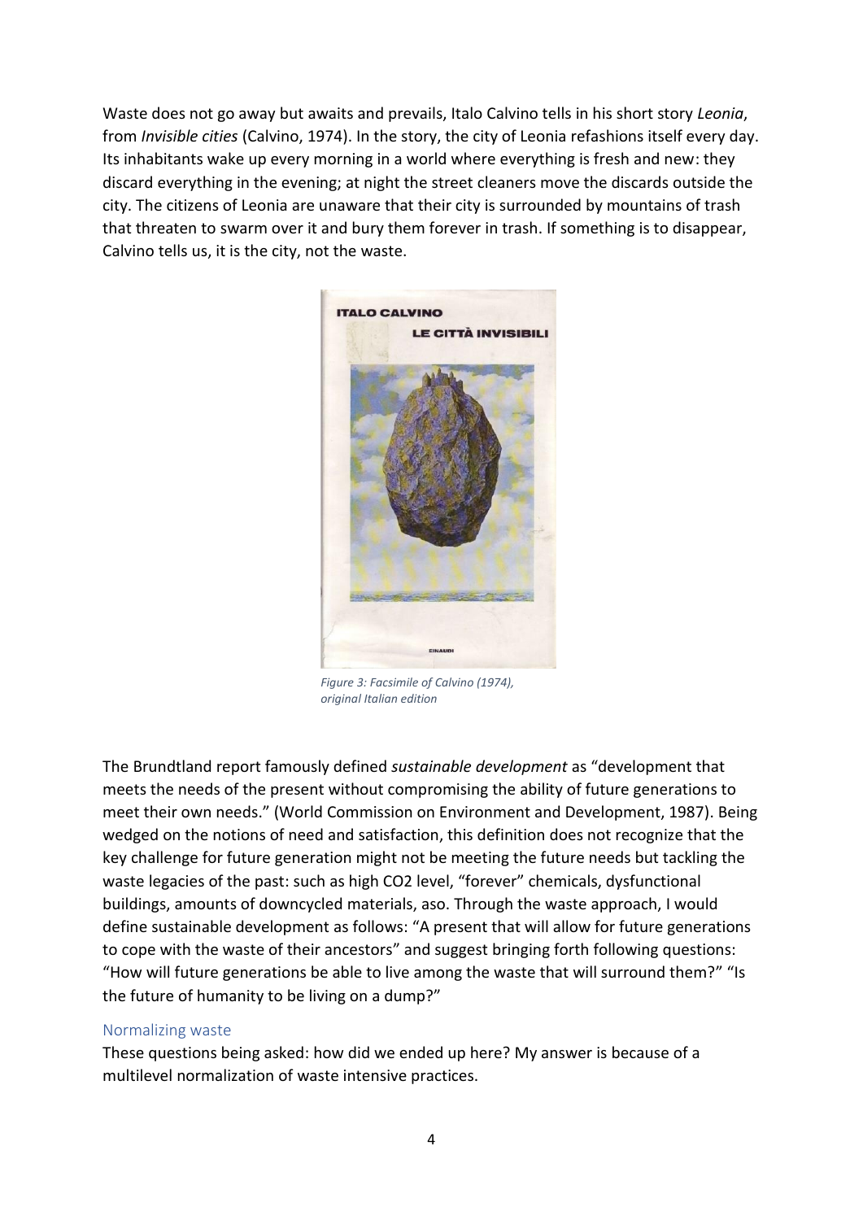Waste does not go away but awaits and prevails, Italo Calvino tells in his short story *Leonia*, from *Invisible cities* (Calvino, 1974). In the story, the city of Leonia refashions itself every day. Its inhabitants wake up every morning in a world where everything is fresh and new: they discard everything in the evening; at night the street cleaners move the discards outside the city. The citizens of Leonia are unaware that their city is surrounded by mountains of trash that threaten to swarm over it and bury them forever in trash. If something is to disappear, Calvino tells us, it is the city, not the waste.

*Figure 3: Facsimile of Calvino (1974), original Italian edition*

The Brundtland report famously defined *sustainable development* as "development that meets the needs of the present without compromising the ability of future generations to meet their own needs." (World Commission on Environment and Development, 1987). Being wedged on the notions of need and satisfaction, this definition does not recognize that the key challenge for future generation might not be meeting the future needs but tackling the waste legacies of the past: such as high $CO_2$ level, "forever" chemicals, dysfunctional buildings, amounts of downcycled materials, aso. Through the waste approach, I would define sustainable development as follows: "A present that will allow for future generations to cope with the waste of their ancestors" and suggest bringing forth following questions: "How will future generations be able to live among the waste that will surround them?" "Is the future of humanity to be living on a dump?"

## Normalizing waste

These questions being asked: how did we ended up here? My answer is because of a multilevel normalization of waste intensive practices.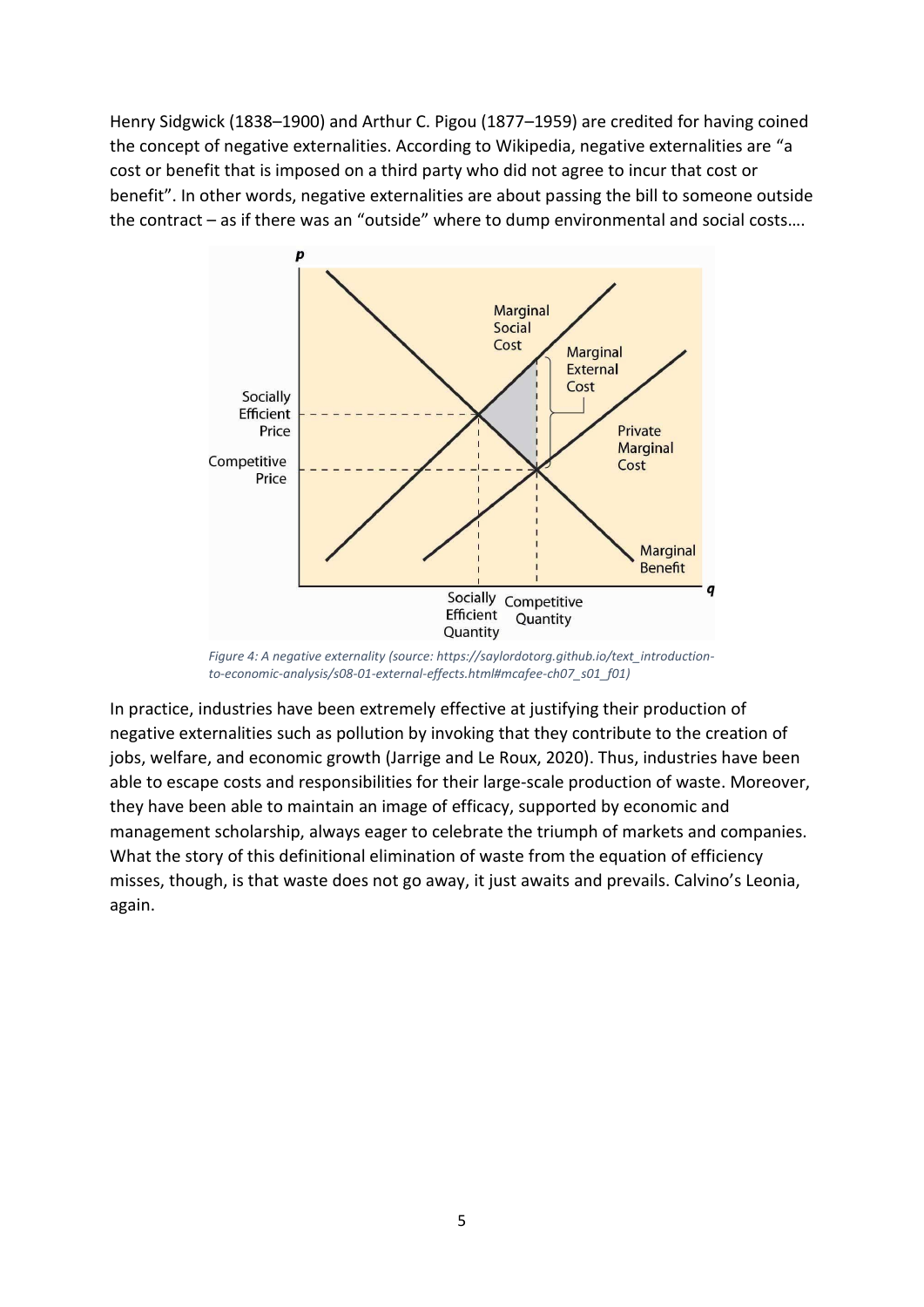Henry Sidgwick (1838–1900) and Arthur C. Pigou (1877–1959) are credited for having coined the concept of negative externalities. According to Wikipedia, negative externalities are "a cost or benefit that is imposed on a third party who did not agree to incur that cost or benefit". In other words, negative externalities are about passing the bill to someone outside the contract – as if there was an "outside" where to dump environmental and social costs….

*Figure 4: A negative externality (source: https://saylordotorg.github.io/text_introduction-to-economic-analysis/s08-01-external-effects.html#mcafee-ch07_s01_f01)*

In practice, industries have been extremely effective at justifying their production of negative externalities such as pollution by invoking that they contribute to the creation of jobs, welfare, and economic growth (Jarrige and Le Roux, 2020). Thus, industries have been able to escape costs and responsibilities for their large-scale production of waste. Moreover, they have been able to maintain an image of efficacy, supported by economic and management scholarship, always eager to celebrate the triumph of markets and companies. What the story of this definitional elimination of waste from the equation of efficiency misses, though, is that waste does not go away, it just awaits and prevails. Calvino's Leonia, again.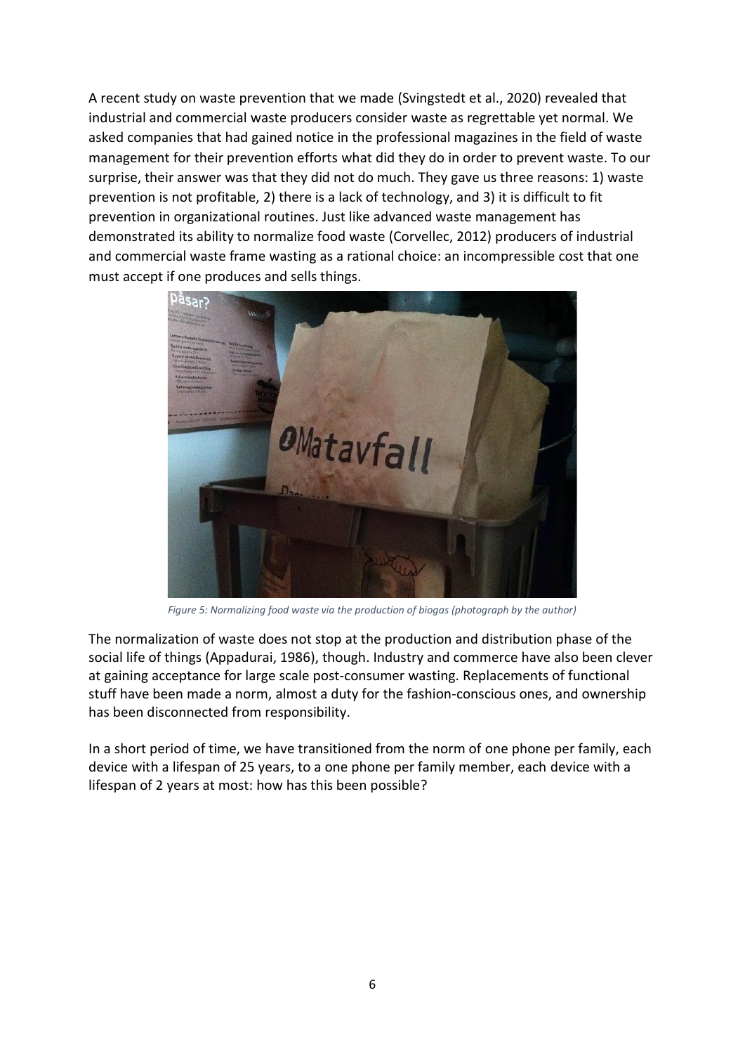A recent study on waste prevention that we made (Svingstedt et al., 2020) revealed that industrial and commercial waste producers consider waste as regrettable yet normal. We asked companies that had gained notice in the professional magazines in the field of waste management for their prevention efforts what did they do in order to prevent waste. To our surprise, their answer was that they did not do much. They gave us three reasons: 1) waste prevention is not profitable, 2) there is a lack of technology, and 3) it is difficult to fit prevention in organizational routines. Just like advanced waste management has demonstrated its ability to normalize food waste (Corvellec, 2012) producers of industrial and commercial waste frame wasting as a rational choice: an incompressible cost that one must accept if one produces and sells things.

*Figure 5: Normalizing food waste via the production of biogas (photograph by the author)*

The normalization of waste does not stop at the production and distribution phase of the social life of things (Appadurai, 1986), though. Industry and commerce have also been clever at gaining acceptance for large scale post-consumer wasting. Replacements of functional stuff have been made a norm, almost a duty for the fashion-conscious ones, and ownership has been disconnected from responsibility.

In a short period of time, we have transitioned from the norm of one phone per family, each device with a lifespan of 25 years, to a one phone per family member, each device with a lifespan of 2 years at most: how has this been possible?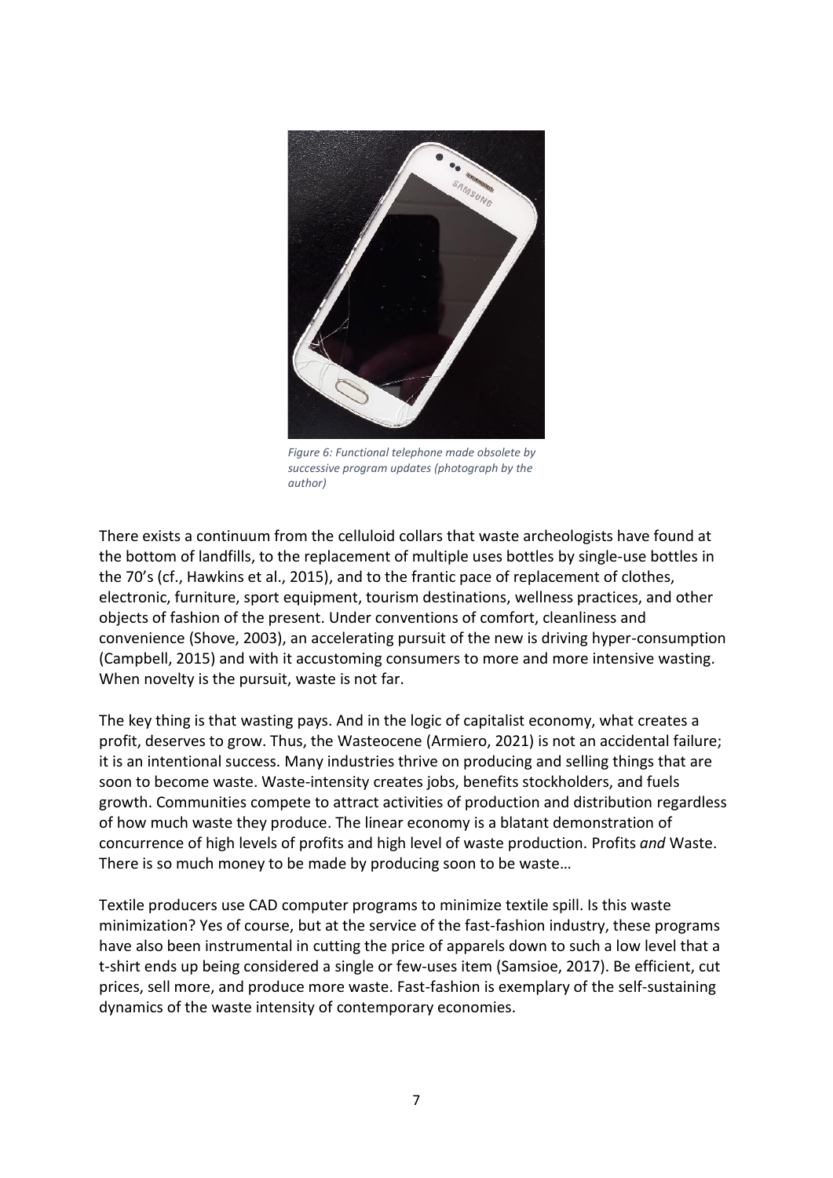*Figure 6: Functional telephone made obsolete by successive program updates (photograph by the author)*

There exists a continuum from the celluloid collars that waste archeologists have found at the bottom of landfills, to the replacement of multiple uses bottles by single-use bottles in the 70's (cf., Hawkins et al., 2015), and to the frantic pace of replacement of clothes, electronic, furniture, sport equipment, tourism destinations, wellness practices, and other objects of fashion of the present. Under conventions of comfort, cleanliness and convenience (Shove, 2003), an accelerating pursuit of the new is driving hyper-consumption (Campbell, 2015) and with it accustoming consumers to more and more intensive wasting. When novelty is the pursuit, waste is not far.

The key thing is that wasting pays. And in the logic of capitalist economy, what creates a profit, deserves to grow. Thus, the Wasteocene (Armiero, 2021) is not an accidental failure; it is an intentional success. Many industries thrive on producing and selling things that are soon to become waste. Waste-intensity creates jobs, benefits stockholders, and fuels growth. Communities compete to attract activities of production and distribution regardless of how much waste they produce. The linear economy is a blatant demonstration of concurrence of high levels of profits and high level of waste production. Profits *and* Waste. There is so much money to be made by producing soon to be waste…

Textile producers use CAD computer programs to minimize textile spill. Is this waste minimization? Yes of course, but at the service of the fast-fashion industry, these programs have also been instrumental in cutting the price of apparels down to such a low level that a t-shirt ends up being considered a single or few-uses item (Samsioe, 2017). Be efficient, cut prices, sell more, and produce more waste. Fast-fashion is exemplary of the self-sustaining dynamics of the waste intensity of contemporary economies.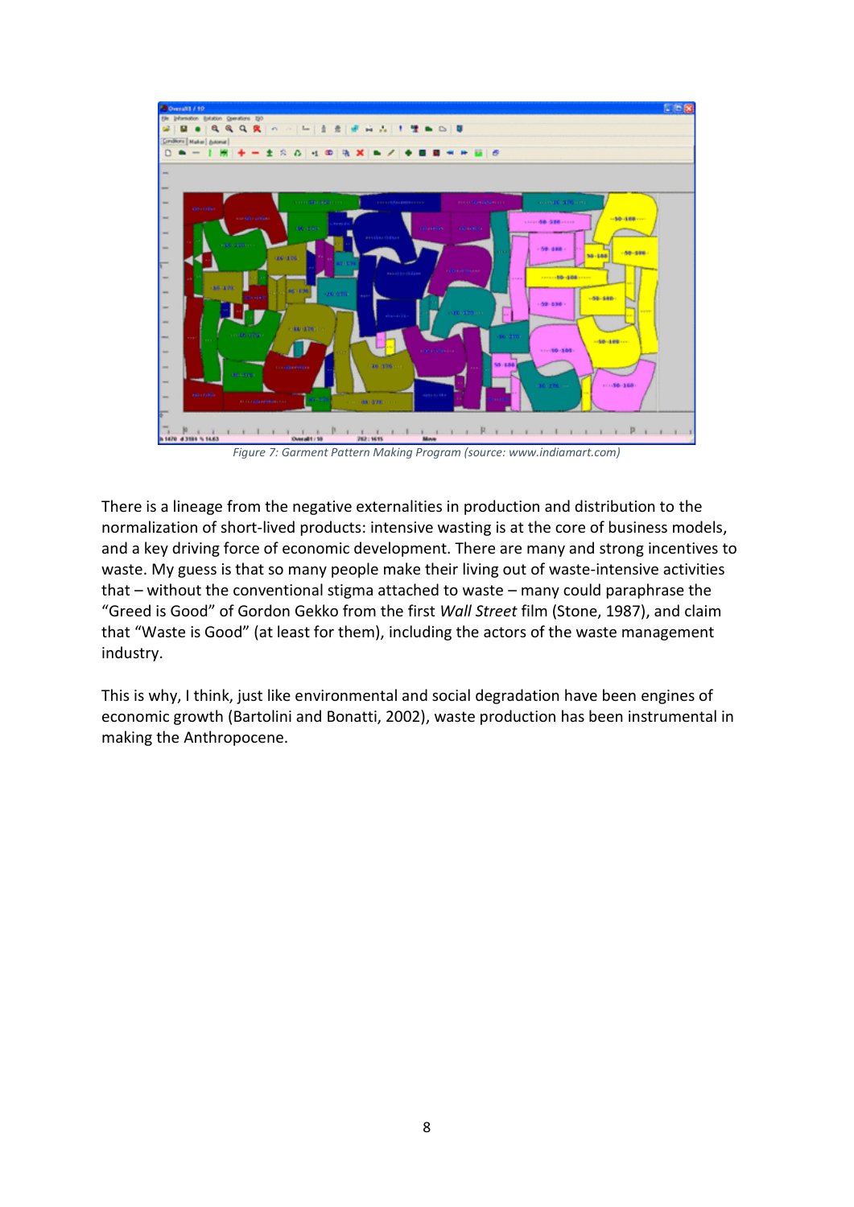*Figure 7: Garment Pattern Making Program (source: www.indiamart.com)*

There is a lineage from the negative externalities in production and distribution to the normalization of short-lived products: intensive wasting is at the core of business models, and a key driving force of economic development. There are many and strong incentives to waste. My guess is that so many people make their living out of waste-intensive activities that – without the conventional stigma attached to waste – many could paraphrase the "Greed is Good" of Gordon Gekko from the first *Wall Street* film (Stone, 1987), and claim that "Waste is Good" (at least for them), including the actors of the waste management industry.

This is why, I think, just like environmental and social degradation have been engines of economic growth (Bartolini and Bonatti, 2002), waste production has been instrumental in making the Anthropocene.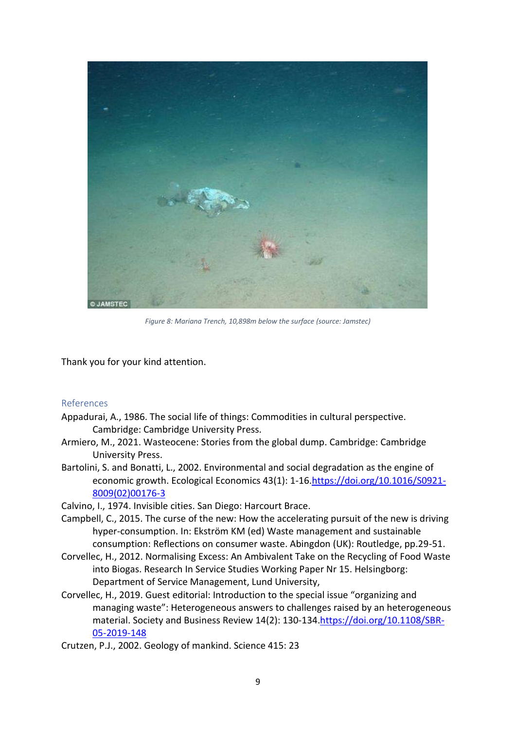*Figure 8: Mariana Trench, 10,898m below the surface (source: Jamstec)*

Thank you for your kind attention.

## References

Appadurai, A., 1986. The social life of things: Commodities in cultural perspective. Cambridge: Cambridge University Press.

Armiero, M., 2021. Wasteocene: Stories from the global dump. Cambridge: Cambridge University Press.

Bartolini, S. and Bonatti, L., 2002. Environmental and social degradation as the engine of economic growth. Ecological Economics 43(1): 1-16.https://doi.org/10.1016/S0921-8009(02)00176-3

Calvino, I., 1974. Invisible cities. San Diego: Harcourt Brace.

Campbell, C., 2015. The curse of the new: How the accelerating pursuit of the new is driving hyper-consumption. In: Ekström KM (ed) Waste management and sustainable consumption: Reflections on consumer waste. Abingdon (UK): Routledge, pp.29-51.

Corvellec, H., 2012. Normalising Excess: An Ambivalent Take on the Recycling of Food Waste into Biogas. Research In Service Studies Working Paper Nr 15. Helsingborg: Department of Service Management, Lund University,

Corvellec, H., 2019. Guest editorial: Introduction to the special issue "organizing and managing waste": Heterogeneous answers to challenges raised by an heterogeneous material. Society and Business Review 14(2): 130-134.https://doi.org/10.1108/SBR-05-2019-148

Crutzen, P.J., 2002. Geology of mankind. Science 415: 23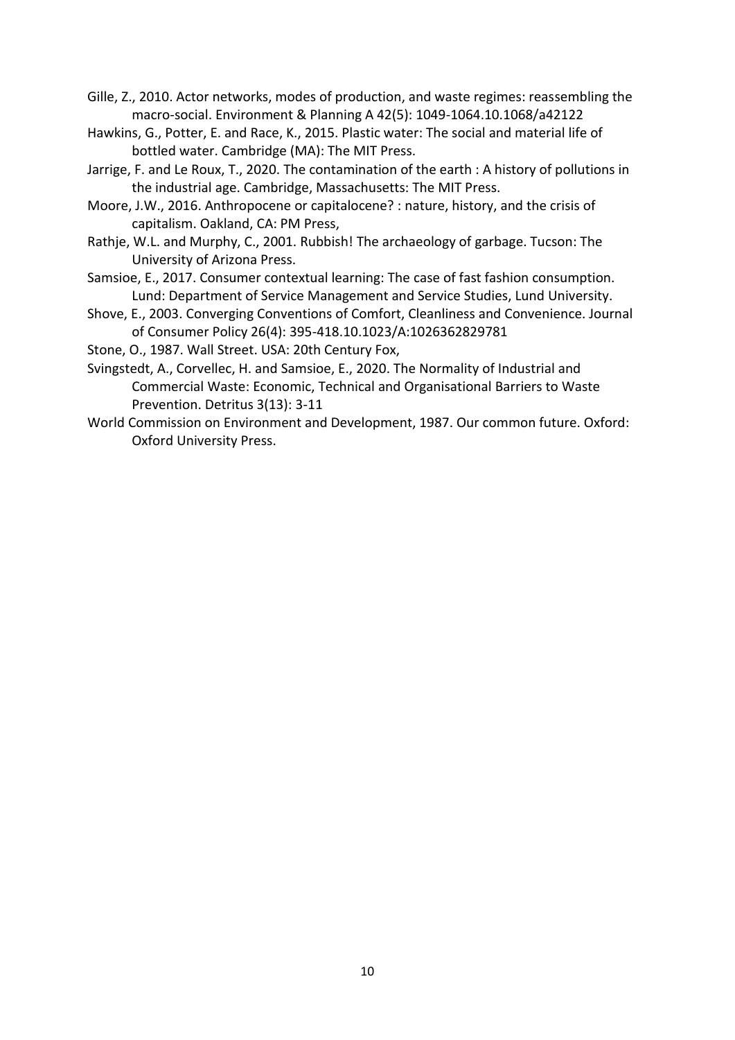Gille, Z., 2010. Actor networks, modes of production, and waste regimes: reassembling the macro-social. Environment & Planning A 42(5): 1049-1064.10.1068/a42122

Hawkins, G., Potter, E. and Race, K., 2015. Plastic water: The social and material life of bottled water. Cambridge (MA): The MIT Press.

Jarrige, F. and Le Roux, T., 2020. The contamination of the earth : A history of pollutions in the industrial age. Cambridge, Massachusetts: The MIT Press.

Moore, J.W., 2016. Anthropocene or capitalocene? : nature, history, and the crisis of capitalism. Oakland, CA: PM Press,

Rathje, W.L. and Murphy, C., 2001. Rubbish! The archaeology of garbage. Tucson: The University of Arizona Press.

Samsioe, E., 2017. Consumer contextual learning: The case of fast fashion consumption. Lund: Department of Service Management and Service Studies, Lund University.

Shove, E., 2003. Converging Conventions of Comfort, Cleanliness and Convenience. Journal of Consumer Policy 26(4): 395-418.10.1023/A:1026362829781

Stone, O., 1987. Wall Street. USA: 20th Century Fox,

Svingstedt, A., Corvellec, H. and Samsioe, E., 2020. The Normality of Industrial and Commercial Waste: Economic, Technical and Organisational Barriers to Waste Prevention. Detritus 3(13): 3-11

World Commission on Environment and Development, 1987. Our common future. Oxford: Oxford University Press.